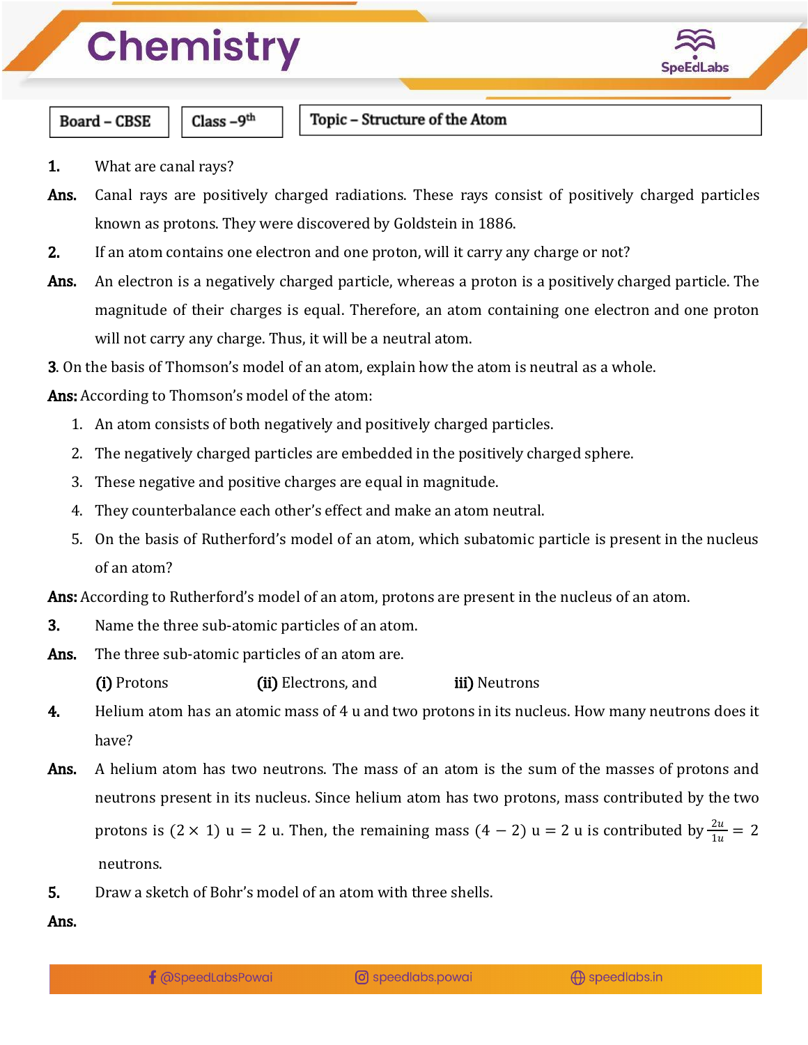# Chemistry

Board – CBSE | Class – 9th | Topic – Structure of the Atom

**1.** What are canal rays?

**Ans.** Canal rays are positively charged radiations. These rays consist of positively charged particles known as protons. They were discovered by Goldstein in 1886.

**2.** If an atom contains one electron and one proton, will it carry any charge or not?

**Ans.** An electron is a negatively charged particle, whereas a proton is a positively charged particle. The magnitude of their charges is equal. Therefore, an atom containing one electron and one proton will not carry any charge. Thus, it will be a neutral atom.

**3.** On the basis of Thomson's model of an atom, explain how the atom is neutral as a whole.

**Ans:** According to Thomson's model of the atom:

1. An atom consists of both negatively and positively charged particles.
2. The negatively charged particles are embedded in the positively charged sphere.
3. These negative and positive charges are equal in magnitude.
4. They counterbalance each other's effect and make an atom neutral.
5. On the basis of Rutherford's model of an atom, which subatomic particle is present in the nucleus of an atom?

**Ans:** According to Rutherford's model of an atom, protons are present in the nucleus of an atom.

**3.** Name the three sub-atomic particles of an atom.

**Ans.** The three sub-atomic particles of an atom are.

**(i)** Protons **(ii)** Electrons, and **iii)** Neutrons

**4.** Helium atom has an atomic mass of 4 u and two protons in its nucleus. How many neutrons does it have?

**Ans.** A helium atom has two neutrons. The mass of an atom is the sum of the masses of protons and neutrons present in its nucleus. Since helium atom has two protons, mass contributed by the two protons is $(2 \times 1)$ u $= 2$ u. Then, the remaining mass $(4 - 2)$ u $= 2$ u is contributed by $\frac{2u}{1u} = 2$ neutrons.

**5.** Draw a sketch of Bohr's model of an atom with three shells.

**Ans.**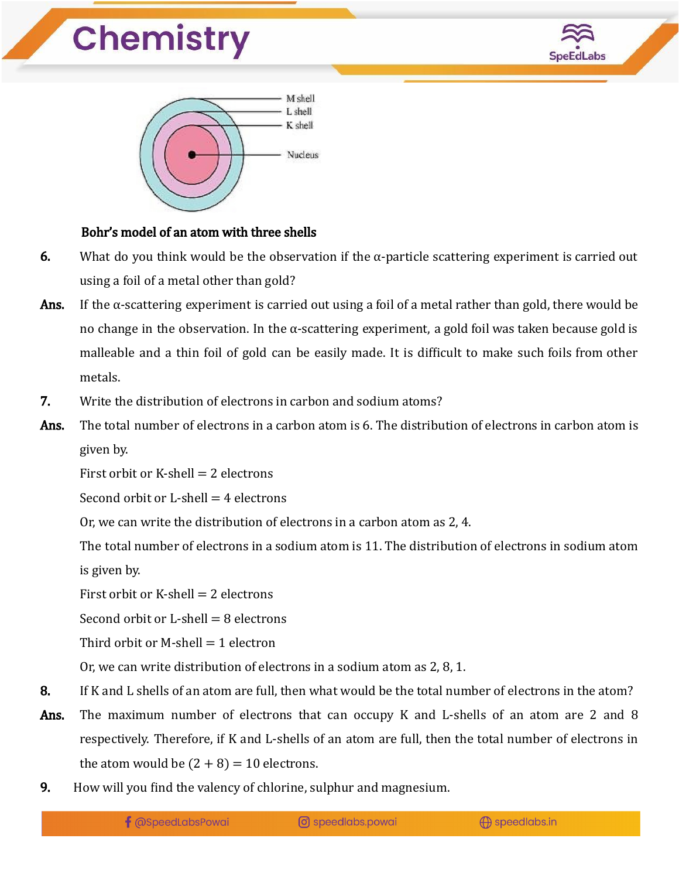M shell

L shell

K shell

Nucleus

**Bohr's model of an atom with three shells**

**6.** What do you think would be the observation if the α-particle scattering experiment is carried out using a foil of a metal other than gold?

**Ans.** If the α-scattering experiment is carried out using a foil of a metal rather than gold, there would be no change in the observation. In the α-scattering experiment, a gold foil was taken because gold is malleable and a thin foil of gold can be easily made. It is difficult to make such foils from other metals.

**7.** Write the distribution of electrons in carbon and sodium atoms?

**Ans.** The total number of electrons in a carbon atom is 6. The distribution of electrons in carbon atom is given by.

First orbit or K-shell = 2 electrons

Second orbit or L-shell = 4 electrons

Or, we can write the distribution of electrons in a carbon atom as 2, 4.

The total number of electrons in a sodium atom is 11. The distribution of electrons in sodium atom is given by.

First orbit or K-shell = 2 electrons

Second orbit or L-shell = 8 electrons

Third orbit or M-shell = 1 electron

Or, we can write distribution of electrons in a sodium atom as 2, 8, 1.

**8.** If K and L shells of an atom are full, then what would be the total number of electrons in the atom?

**Ans.** The maximum number of electrons that can occupy K and L-shells of an atom are 2 and 8 respectively. Therefore, if K and L-shells of an atom are full, then the total number of electrons in the atom would be $(2 + 8) = 10$ electrons.

**9.** How will you find the valency of chlorine, sulphur and magnesium.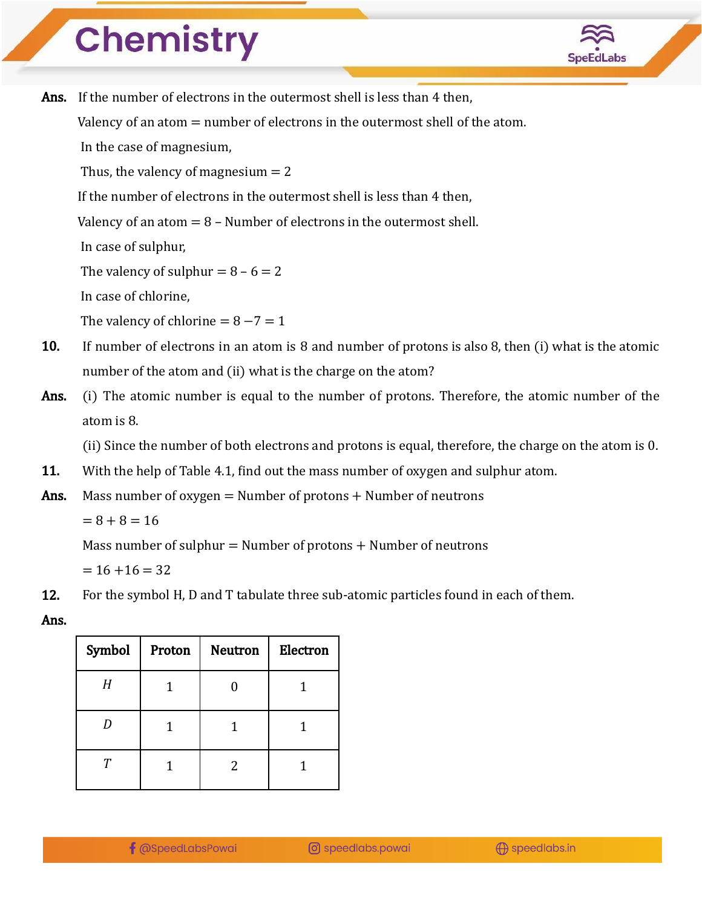**Ans.** If the number of electrons in the outermost shell is less than 4 then,

Valency of an atom = number of electrons in the outermost shell of the atom.

In the case of magnesium,

Thus, the valency of magnesium = 2

If the number of electrons in the outermost shell is less than 4 then,

Valency of an atom = 8 – Number of electrons in the outermost shell.

In case of sulphur,

The valency of sulphur = 8 – 6 = 2

In case of chlorine,

The valency of chlorine = 8 −7 = 1

**10.** If number of electrons in an atom is 8 and number of protons is also 8, then (i) what is the atomic number of the atom and (ii) what is the charge on the atom?

**Ans.** (i) The atomic number is equal to the number of protons. Therefore, the atomic number of the atom is 8.

(ii) Since the number of both electrons and protons is equal, therefore, the charge on the atom is 0.

**11.** With the help of Table 4.1, find out the mass number of oxygen and sulphur atom.

**Ans.** Mass number of oxygen = Number of protons + Number of neutrons

= 8 + 8 = 16

Mass number of sulphur = Number of protons + Number of neutrons

= 16 +16 = 32

**12.** For the symbol H, D and T tabulate three sub-atomic particles found in each of them.

**Ans.**

| Symbol | Proton | Neutron | Electron |
|---|---|---|---|
| *H* | 1 | 0 | 1 |
| *D* | 1 | 1 | 1 |
| *T* | 1 | 2 | 1 |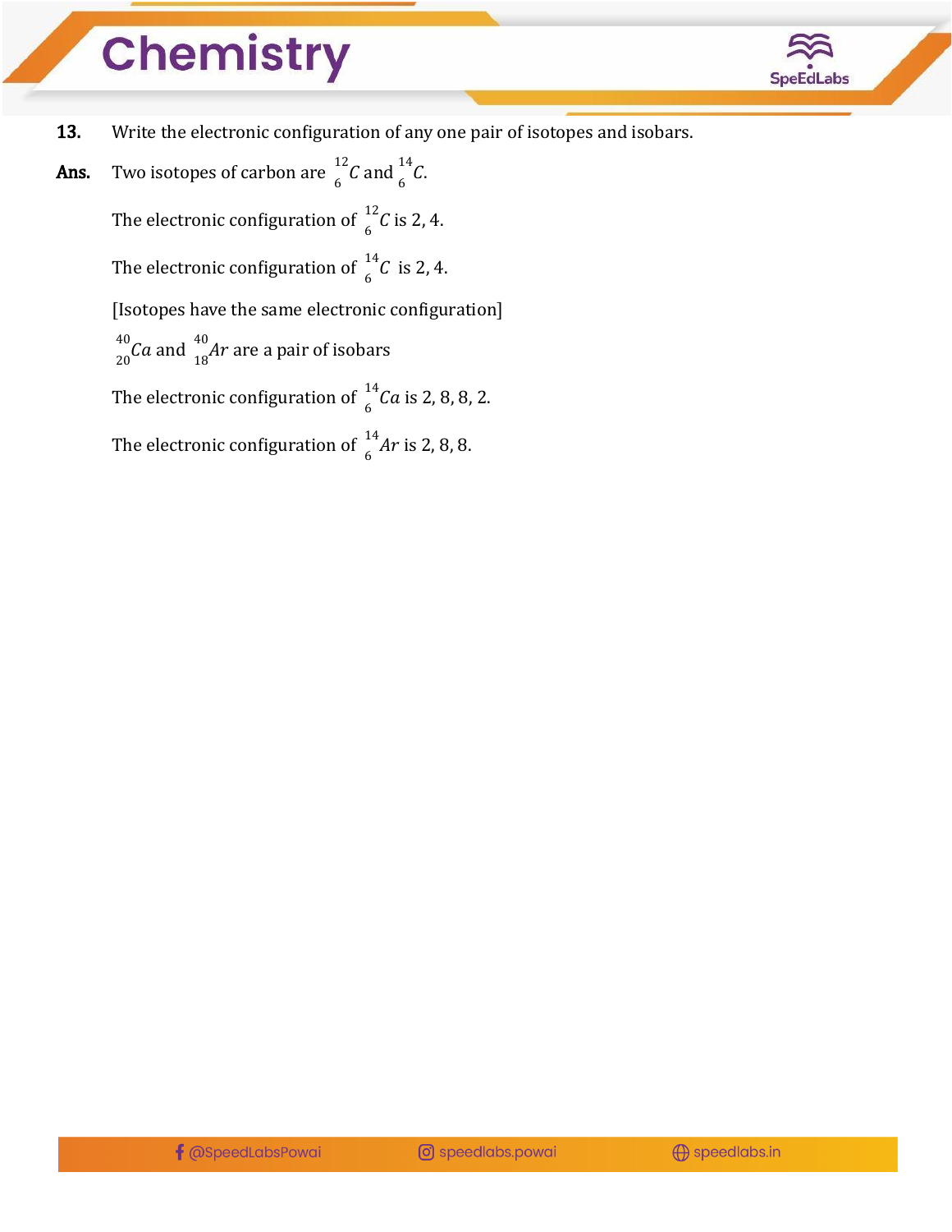**13.** Write the electronic configuration of any one pair of isotopes and isobars.

**Ans.** Two isotopes of carbon are ${}^{12}_{6}C$ and ${}^{14}_{6}C$.

The electronic configuration of ${}^{12}_{6}C$ is 2, 4.

The electronic configuration of ${}^{14}_{6}C$ is 2, 4.

[Isotopes have the same electronic configuration]

${}^{40}_{20}Ca$ and ${}^{40}_{18}Ar$ are a pair of isobars

The electronic configuration of ${}^{14}_{6}Ca$ is 2, 8, 8, 2.

The electronic configuration of ${}^{14}_{6}Ar$ is 2, 8, 8.